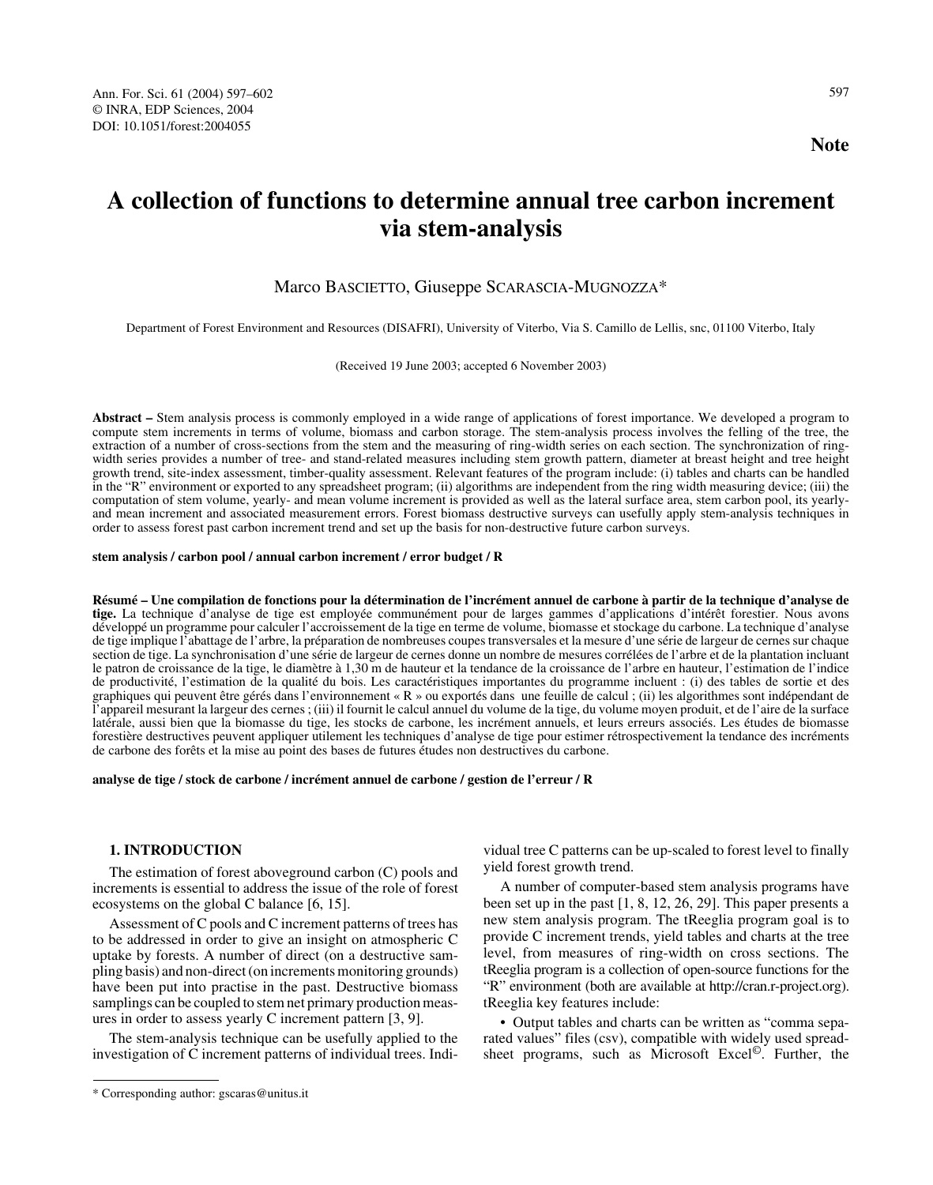Note

# A collection of functions to determine annual tree carbon increment via stem-analysis

Marco BASCIETTO, Giuseppe SCARASCIA-MUGNOZZA*

Department of Forest Environment and Resources (DISAFRI), University of Viterbo, Via S. Camillo de Lellis, snc, 01100 Viterbo, Italy

(Received 19 June 2003; accepted 6 November 2003)

**Abstract –** Stem analysis process is commonly employed in a wide range of applications of forest importance. We developed a program to compute stem increments in terms of volume, biomass and carbon storage. The stem-analysis process involves the felling of the tree, the extraction of a number of cross-sections from the stem and the measuring of ring-width series on each section. The synchronization of ring-width series provides a number of tree- and stand-related measures including stem growth pattern, diameter at breast height and tree height growth trend, site-index assessment, timber-quality assessment. Relevant features of the program include: (i) tables and charts can be handled in the "R" environment or exported to any spreadsheet program; (ii) algorithms are independent from the ring width measuring device; (iii) the computation of stem volume, yearly- and mean volume increment is provided as well as the lateral surface area, stem carbon pool, its yearly- and mean increment and associated measurement errors. Forest biomass destructive surveys can usefully apply stem-analysis techniques in order to assess forest past carbon increment trend and set up the basis for non-destructive future carbon surveys.

**stem analysis / carbon pool / annual carbon increment / error budget / R**

**Résumé – Une compilation de fonctions pour la détermination de l'incrément annuel de carbone à partir de la technique d'analyse de tige.** La technique d'analyse de tige est employée communément pour de larges gammes d'applications d'intérêt forestier. Nous avons développé un programme pour calculer l'accroissement de la tige en terme de volume, biomasse et stockage du carbone. La technique d'analyse de tige implique l'abattage de l'arbre, la préparation de nombreuses coupes transversales et la mesure d'une série de largeur de cernes sur chaque section de tige. La synchronisation d'une série de largeur de cernes donne un nombre de mesures corrélées de l'arbre et de la plantation incluant le patron de croissance de la tige, le diamètre à 1,30 m de hauteur et la tendance de la croissance de l'arbre en hauteur, l'estimation de l'indice de productivité, l'estimation de la qualité du bois. Les caractéristiques importantes du programme incluent : (i) des tables de sortie et des graphiques qui peuvent être gérés dans l'environnement « R » ou exportés dans une feuille de calcul ; (ii) les algorithmes sont indépendant de l'appareil mesurant la largeur des cernes ; (iii) il fournit le calcul annuel du volume de la tige, du volume moyen produit, et de l'aire de la surface latérale, aussi bien que la biomasse du tige, les stocks de carbone, les incrément annuels, et leurs erreurs associés. Les études de biomasse forestière destructives peuvent appliquer utilement les techniques d'analyse de tige pour estimer rétrospectivement la tendance des incréments de carbone des forêts et la mise au point des bases de futures études non destructives du carbone.

**analyse de tige / stock de carbone / incrément annuel de carbone / gestion de l'erreur / R**

## 1. INTRODUCTION

The estimation of forest aboveground carbon (C) pools and increments is essential to address the issue of the role of forest ecosystems on the global C balance [6, 15].

Assessment of C pools and C increment patterns of trees has to be addressed in order to give an insight on atmospheric C uptake by forests. A number of direct (on a destructive sampling basis) and non-direct (on increments monitoring grounds) have been put into practise in the past. Destructive biomass samplings can be coupled to stem net primary production measures in order to assess yearly C increment pattern [3, 9].

The stem-analysis technique can be usefully applied to the investigation of C increment patterns of individual trees. Individual tree C patterns can be up-scaled to forest level to finally yield forest growth trend.

A number of computer-based stem analysis programs have been set up in the past [1, 8, 12, 26, 29]. This paper presents a new stem analysis program. The tReeglia program goal is to provide C increment trends, yield tables and charts at the tree level, from measures of ring-width on cross sections. The tReeglia program is a collection of open-source functions for the "R" environment (both are available at http://cran.r-project.org). tReeglia key features include:

• Output tables and charts can be written as "comma separated values" files (csv), compatible with widely used spreadsheet programs, such as Microsoft Excel©. Further, the

* Corresponding author: gscaras@unitus.it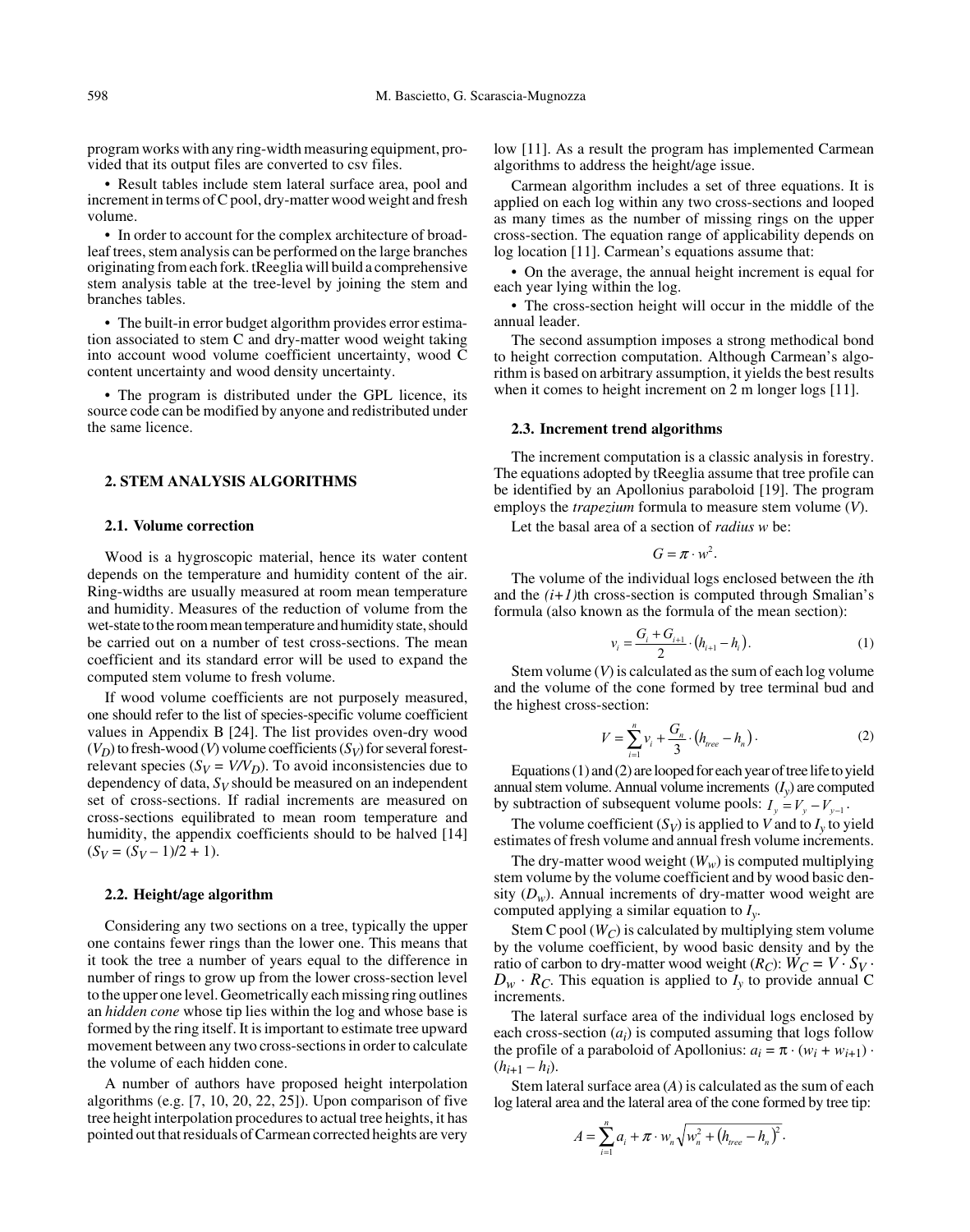program works with any ring-width measuring equipment, provided that its output files are converted to csv files.

- Result tables include stem lateral surface area, pool and increment in terms of C pool, dry-matter wood weight and fresh volume.

- In order to account for the complex architecture of broadleaf trees, stem analysis can be performed on the large branches originating from each fork. tReeglia will build a comprehensive stem analysis table at the tree-level by joining the stem and branches tables.

- The built-in error budget algorithm provides error estimation associated to stem C and dry-matter wood weight taking into account wood volume coefficient uncertainty, wood C content uncertainty and wood density uncertainty.

- The program is distributed under the GPL licence, its source code can be modified by anyone and redistributed under the same licence.

## 2. STEM ANALYSIS ALGORITHMS

### 2.1. Volume correction

Wood is a hygroscopic material, hence its water content depends on the temperature and humidity content of the air. Ring-widths are usually measured at room mean temperature and humidity. Measures of the reduction of volume from the wet-state to the room mean temperature and humidity state, should be carried out on a number of test cross-sections. The mean coefficient and its standard error will be used to expand the computed stem volume to fresh volume.

If wood volume coefficients are not purposely measured, one should refer to the list of species-specific volume coefficient values in Appendix B [24]. The list provides oven-dry wood ($V_D$) to fresh-wood ($V$) volume coefficients ($S_V$) for several forest-relevant species ($S_V = V/V_D$). To avoid inconsistencies due to dependency of data, $S_V$ should be measured on an independent set of cross-sections. If radial increments are measured on cross-sections equilibrated to mean room temperature and humidity, the appendix coefficients should to be halved [14] ($S_V = (S_V - 1)/2 + 1$).

### 2.2. Height/age algorithm

Considering any two sections on a tree, typically the upper one contains fewer rings than the lower one. This means that it took the tree a number of years equal to the difference in number of rings to grow up from the lower cross-section level to the upper one level. Geometrically each missing ring outlines an *hidden cone* whose tip lies within the log and whose base is formed by the ring itself. It is important to estimate tree upward movement between any two cross-sections in order to calculate the volume of each hidden cone.

A number of authors have proposed height interpolation algorithms (e.g. [7, 10, 20, 22, 25]). Upon comparison of five tree height interpolation procedures to actual tree heights, it has pointed out that residuals of Carmean corrected heights are very low [11]. As a result the program has implemented Carmean algorithms to address the height/age issue.

Carmean algorithm includes a set of three equations. It is applied on each log within any two cross-sections and looped as many times as the number of missing rings on the upper cross-section. The equation range of applicability depends on log location [11]. Carmean's equations assume that:

- On the average, the annual height increment is equal for each year lying within the log.

- The cross-section height will occur in the middle of the annual leader.

The second assumption imposes a strong methodical bond to height correction computation. Although Carmean's algorithm is based on arbitrary assumption, it yields the best results when it comes to height increment on 2 m longer logs [11].

### 2.3. Increment trend algorithms

The increment computation is a classic analysis in forestry. The equations adopted by tReeglia assume that tree profile can be identified by an Apollonius paraboloid [19]. The program employs the *trapezium* formula to measure stem volume ($V$).

Let the basal area of a section of *radius w* be:

$$G = \pi \cdot w^2.$$

The volume of the individual logs enclosed between the *i*th and the *(i+1)*th cross-section is computed through Smalian's formula (also known as the formula of the mean section):

$$v_i = \frac{G_i + G_{i+1}}{2} \cdot \left(h_{i+1} - h_i\right). \tag{1}$$

Stem volume ($V$) is calculated as the sum of each log volume and the volume of the cone formed by tree terminal bud and the highest cross-section:

$$V = \sum_{i=1}^{n} v_i + \frac{G_n}{3} \cdot \left(h_{tree} - h_n\right). \tag{2}$$

Equations (1) and (2) are looped for each year of tree life to yield annual stem volume. Annual volume increments ($I_y$) are computed by subtraction of subsequent volume pools: $I_y = V_y - V_{y-1}$.

The volume coefficient ($S_V$) is applied to $V$ and to $I_y$ to yield estimates of fresh volume and annual fresh volume increments.

The dry-matter wood weight ($W_w$) is computed multiplying stem volume by the volume coefficient and by wood basic density ($D_w$). Annual increments of dry-matter wood weight are computed applying a similar equation to $I_y$.

Stem C pool ($W_C$) is calculated by multiplying stem volume by the volume coefficient, by wood basic density and by the ratio of carbon to dry-matter wood weight ($R_C$): $W_C = V \cdot S_V \cdot D_w \cdot R_C$. This equation is applied to $I_y$ to provide annual C increments.

The lateral surface area of the individual logs enclosed by each cross-section ($a_i$) is computed assuming that logs follow the profile of a paraboloid of Apollonius: $a_i = \pi \cdot (w_i + w_{i+1}) \cdot (h_{i+1} - h_i)$.

Stem lateral surface area ($A$) is calculated as the sum of each log lateral area and the lateral area of the cone formed by tree tip:

$$A = \sum_{i=1}^{n} a_i + \pi \cdot w_n \sqrt{w_n^2 + \left(h_{tree} - h_n\right)^2}.$$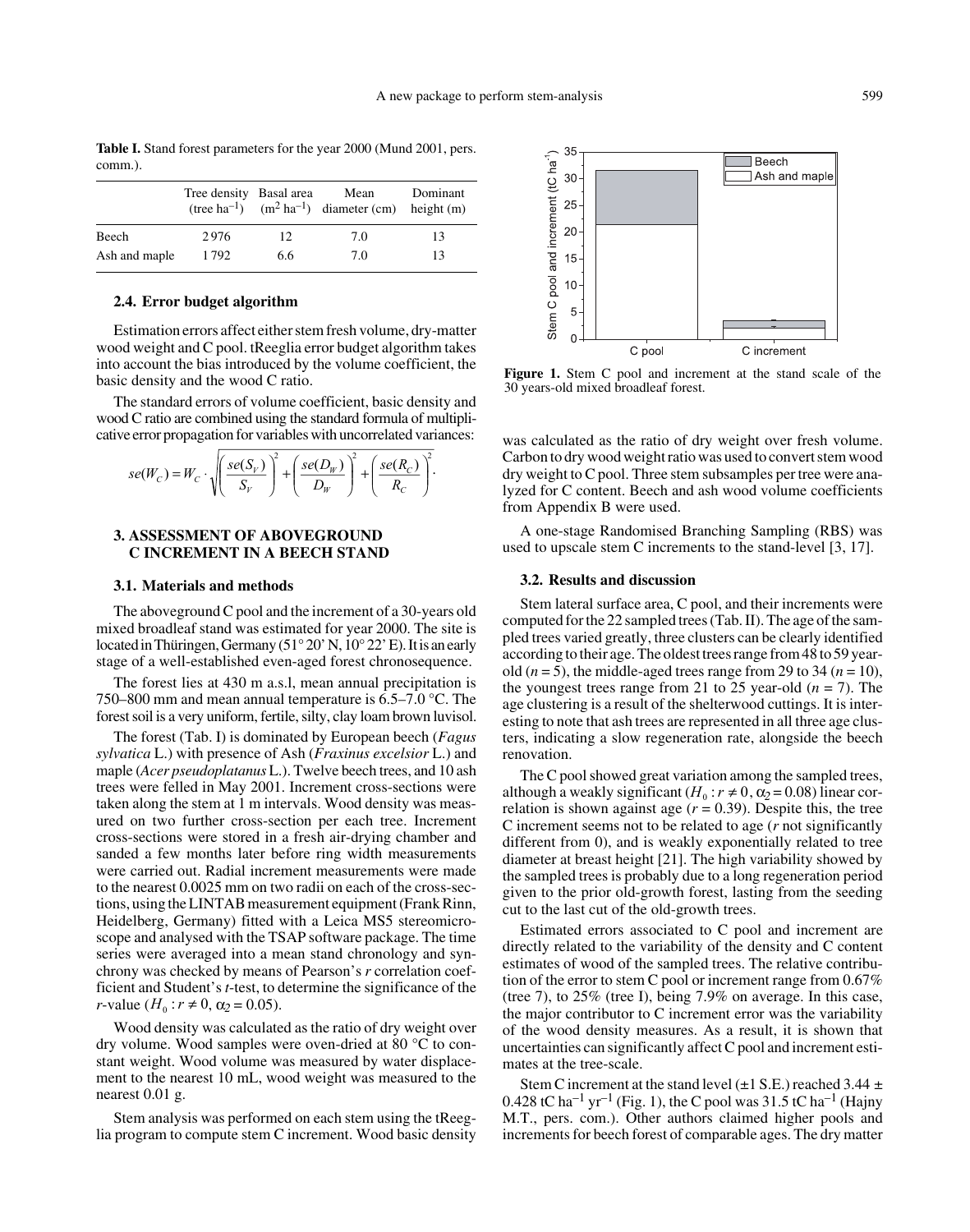**Table I.** Stand forest parameters for the year 2000 (Mund 2001, pers. comm.).

| | Tree density (tree ha$^{-1}$) | Basal area (m$^2$ ha$^{-1}$) | Mean diameter (cm) | Dominant height (m) |
|---|---|---|---|---|
| Beech | 2976 | 12 | 7.0 | 13 |
| Ash and maple | 1792 | 6.6 | 7.0 | 13 |

### 2.4. Error budget algorithm

Estimation errors affect either stem fresh volume, dry-matter wood weight and C pool. tReeglia error budget algorithm takes into account the bias introduced by the volume coefficient, the basic density and the wood C ratio.

The standard errors of volume coefficient, basic density and wood C ratio are combined using the standard formula of multiplicative error propagation for variables with uncorrelated variances:

$$se(W_C) = W_C \cdot \sqrt{\left(\frac{se(S_V)}{S_V}\right)^2 + \left(\frac{se(D_W)}{D_W}\right)^2 + \left(\frac{se(R_C)}{R_C}\right)^2}.$$

## 3. ASSESSMENT OF ABOVEGROUND C INCREMENT IN A BEECH STAND

### 3.1. Materials and methods

The aboveground C pool and the increment of a 30-years old mixed broadleaf stand was estimated for year 2000. The site is located in Thüringen, Germany (51° 20' N, 10° 22' E). It is an early stage of a well-established even-aged forest chronosequence.

The forest lies at 430 m a.s.l, mean annual precipitation is 750–800 mm and mean annual temperature is 6.5–7.0 °C. The forest soil is a very uniform, fertile, silty, clay loam brown luvisol.

The forest (Tab. I) is dominated by European beech (*Fagus sylvatica* L.) with presence of Ash (*Fraxinus excelsior* L.) and maple (*Acer pseudoplatanus* L.). Twelve beech trees, and 10 ash trees were felled in May 2001. Increment cross-sections were taken along the stem at 1 m intervals. Wood density was measured on two further cross-section per each tree. Increment cross-sections were stored in a fresh air-drying chamber and sanded a few months later before ring width measurements were carried out. Radial increment measurements were made to the nearest 0.0025 mm on two radii on each of the cross-sections, using the LINTAB measurement equipment (Frank Rinn, Heidelberg, Germany) fitted with a Leica MS5 stereomicroscope and analysed with the TSAP software package. The time series were averaged into a mean stand chronology and synchrony was checked by means of Pearson's *r* correlation coefficient and Student's *t*-test, to determine the significance of the *r*-value ($H_0 : r \neq 0$, $\alpha_2 = 0.05$).

Wood density was calculated as the ratio of dry weight over dry volume. Wood samples were oven-dried at 80 °C to constant weight. Wood volume was measured by water displacement to the nearest 10 mL, wood weight was measured to the nearest 0.01 g.

Stem analysis was performed on each stem using the tReeglia program to compute stem C increment. Wood basic density was calculated as the ratio of dry weight over fresh volume. Carbon to dry wood weight ratio was used to convert stem wood dry weight to C pool. Three stem subsamples per tree were analyzed for C content. Beech and ash wood volume coefficients from Appendix B were used.

A one-stage Randomised Branching Sampling (RBS) was used to upscale stem C increments to the stand-level [3, 17].

**Figure 1.** Stem C pool and increment at the stand scale of the 30 years-old mixed broadleaf forest.

### 3.2. Results and discussion

Stem lateral surface area, C pool, and their increments were computed for the 22 sampled trees (Tab. II). The age of the sampled trees varied greatly, three clusters can be clearly identified according to their age. The oldest trees range from 48 to 59 year-old ($n = 5$), the middle-aged trees range from 29 to 34 ($n = 10$), the youngest trees range from 21 to 25 year-old ($n = 7$). The age clustering is a result of the shelterwood cuttings. It is interesting to note that ash trees are represented in all three age clusters, indicating a slow regeneration rate, alongside the beech renovation.

The C pool showed great variation among the sampled trees, although a weakly significant ($H_0 : r \neq 0$, $\alpha_2 = 0.08$) linear correlation is shown against age ($r = 0.39$). Despite this, the tree C increment seems not to be related to age (*r* not significantly different from 0), and is weakly exponentially related to tree diameter at breast height [21]. The high variability showed by the sampled trees is probably due to a long regeneration period given to the prior old-growth forest, lasting from the seeding cut to the last cut of the old-growth trees.

Estimated errors associated to C pool and increment are directly related to the variability of the density and C content estimates of wood of the sampled trees. The relative contribution of the error to stem C pool or increment range from 0.67% (tree 7), to 25% (tree I), being 7.9% on average. In this case, the major contributor to C increment error was the variability of the wood density measures. As a result, it is shown that uncertainties can significantly affect C pool and increment estimates at the tree-scale.

Stem C increment at the stand level (±1 S.E.) reached 3.44 ± 0.428 tC ha$^{-1}$ yr$^{-1}$ (Fig. 1), the C pool was 31.5 tC ha$^{-1}$ (Hajny M.T., pers. com.). Other authors claimed higher pools and increments for beech forest of comparable ages. The dry matter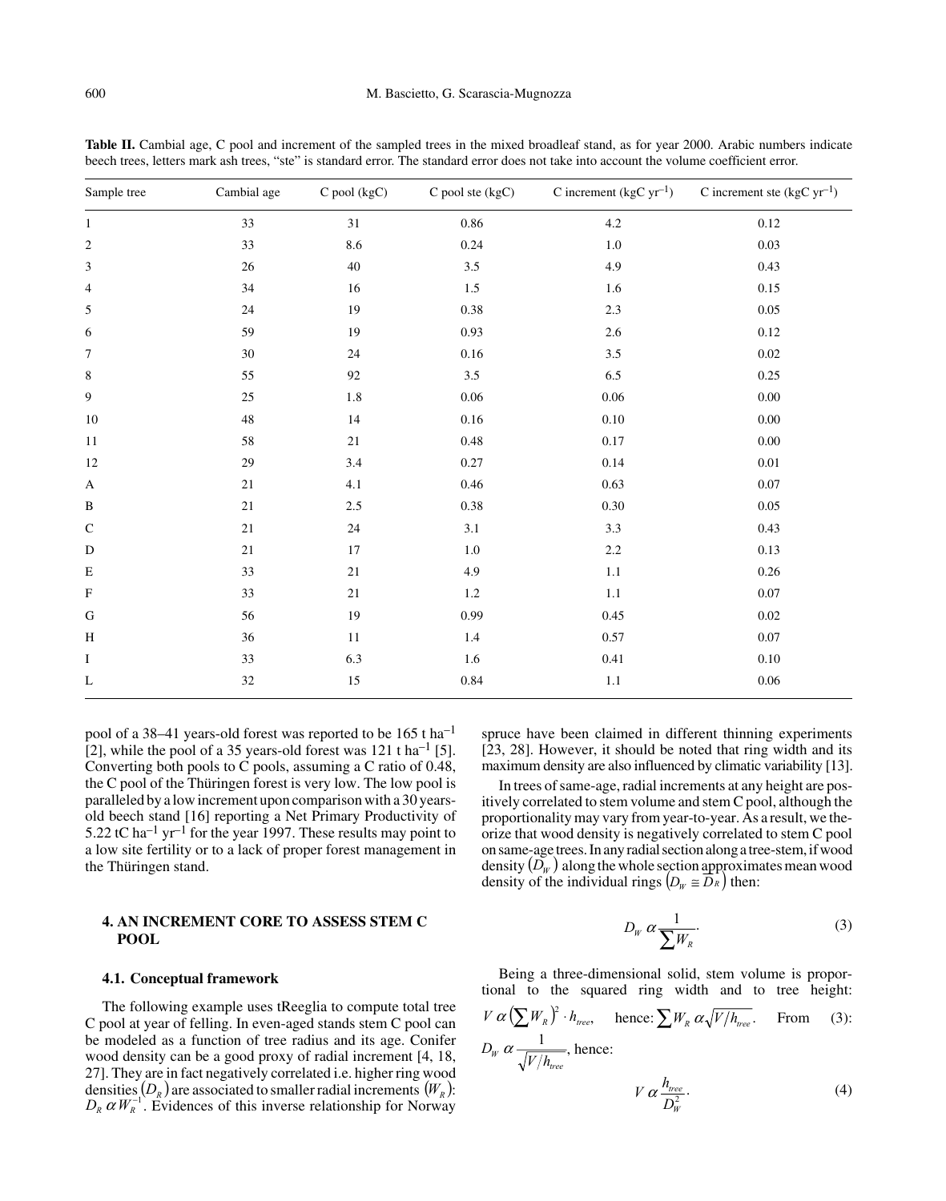**Table II.** Cambial age, C pool and increment of the sampled trees in the mixed broadleaf stand, as for year 2000. Arabic numbers indicate beech trees, letters mark ash trees, "ste" is standard error. The standard error does not take into account the volume coefficient error.

| Sample tree | Cambial age | C pool (kgC) | C pool ste (kgC) | C increment (kgC $yr^{-1}$) | C increment ste (kgC $yr^{-1}$) |
|---|---|---|---|---|---|
| 1 | 33 | 31 | 0.86 | 4.2 | 0.12 |
| 2 | 33 | 8.6 | 0.24 | 1.0 | 0.03 |
| 3 | 26 | 40 | 3.5 | 4.9 | 0.43 |
| 4 | 34 | 16 | 1.5 | 1.6 | 0.15 |
| 5 | 24 | 19 | 0.38 | 2.3 | 0.05 |
| 6 | 59 | 19 | 0.93 | 2.6 | 0.12 |
| 7 | 30 | 24 | 0.16 | 3.5 | 0.02 |
| 8 | 55 | 92 | 3.5 | 6.5 | 0.25 |
| 9 | 25 | 1.8 | 0.06 | 0.06 | 0.00 |
| 10 | 48 | 14 | 0.16 | 0.10 | 0.00 |
| 11 | 58 | 21 | 0.48 | 0.17 | 0.00 |
| 12 | 29 | 3.4 | 0.27 | 0.14 | 0.01 |
| A | 21 | 4.1 | 0.46 | 0.63 | 0.07 |
| B | 21 | 2.5 | 0.38 | 0.30 | 0.05 |
| C | 21 | 24 | 3.1 | 3.3 | 0.43 |
| D | 21 | 17 | 1.0 | 2.2 | 0.13 |
| E | 33 | 21 | 4.9 | 1.1 | 0.26 |
| F | 33 | 21 | 1.2 | 1.1 | 0.07 |
| G | 56 | 19 | 0.99 | 0.45 | 0.02 |
| H | 36 | 11 | 1.4 | 0.57 | 0.07 |
| I | 33 | 6.3 | 1.6 | 0.41 | 0.10 |
| L | 32 | 15 | 0.84 | 1.1 | 0.06 |

pool of a 38–41 years-old forest was reported to be 165 t $ha^{-1}$ [2], while the pool of a 35 years-old forest was 121 t $ha^{-1}$ [5]. Converting both pools to C pools, assuming a C ratio of 0.48, the C pool of the Thüringen forest is very low. The low pool is paralleled by a low increment upon comparison with a 30 years-old beech stand [16] reporting a Net Primary Productivity of 5.22 tC $ha^{-1}$ $yr^{-1}$ for the year 1997. These results may point to a low site fertility or to a lack of proper forest management in the Thüringen stand.

## 4. AN INCREMENT CORE TO ASSESS STEM C POOL

### 4.1. Conceptual framework

The following example uses tReeglia to compute total tree C pool at year of felling. In even-aged stands stem C pool can be modeled as a function of tree radius and its age. Conifer wood density can be a good proxy of radial increment [4, 18, 27]. They are in fact negatively correlated i.e. higher ring wood densities $(D_R)$ are associated to smaller radial increments $(W_R)$: $D_R \, \alpha \, W_R^{-1}$. Evidences of this inverse relationship for Norway spruce have been claimed in different thinning experiments [23, 28]. However, it should be noted that ring width and its maximum density are also influenced by climatic variability [13].

In trees of same-age, radial increments at any height are positively correlated to stem volume and stem C pool, although the proportionality may vary from year-to-year. As a result, we theorize that wood density is negatively correlated to stem C pool on same-age trees. In any radial section along a tree-stem, if wood density $(D_W)$ along the whole section approximates mean wood density of the individual rings $(D_W \cong \overline{D_R})$ then:

$$D_W \, \alpha \, \frac{1}{\sum W_R}. \tag{3}$$

Being a three-dimensional solid, stem volume is proportional to the squared ring width and to tree height: $V \, \alpha \left(\sum W_R\right)^2 \cdot h_{tree}$, hence: $\sum W_R \, \alpha \sqrt{V/h_{tree}}$. From (3): $D_W \, \alpha \, \frac{1}{\sqrt{V/h_{tree}}}$, hence:

$$V \, \alpha \, \frac{h_{tree}}{D_W^2}. \tag{4}$$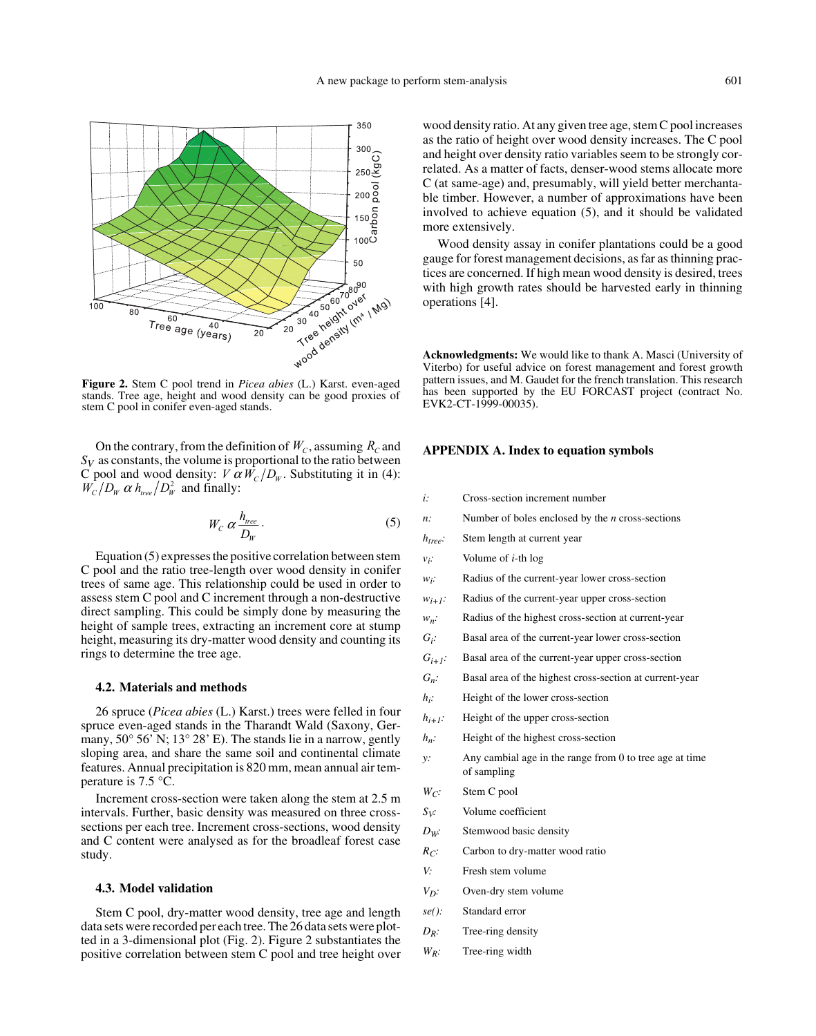**Figure 2.** Stem C pool trend in *Picea abies* (L.) Karst. even-aged stands. Tree age, height and wood density can be good proxies of stem C pool in conifer even-aged stands.

On the contrary, from the definition of $W_C$, assuming $R_C$ and $S_V$ as constants, the volume is proportional to the ratio between C pool and wood density: $V \alpha W_C / D_W$. Substituting it in (4): $W_C / D_W \alpha h_{tree} / D_W^2$ and finally:

$$W_C \alpha \frac{h_{tree}}{D_W}. \quad (5)$$

Equation (5) expresses the positive correlation between stem C pool and the ratio tree-length over wood density in conifer trees of same age. This relationship could be used in order to assess stem C pool and C increment through a non-destructive direct sampling. This could be simply done by measuring the height of sample trees, extracting an increment core at stump height, measuring its dry-matter wood density and counting its rings to determine the tree age.

### 4.2. Materials and methods

26 spruce (*Picea abies* (L.) Karst.) trees were felled in four spruce even-aged stands in the Tharandt Wald (Saxony, Germany, 50° 56' N; 13° 28' E). The stands lie in a narrow, gently sloping area, and share the same soil and continental climate features. Annual precipitation is 820 mm, mean annual air temperature is 7.5 °C.

Increment cross-section were taken along the stem at 2.5 m intervals. Further, basic density was measured on three cross-sections per each tree. Increment cross-sections, wood density and C content were analysed as for the broadleaf forest case study.

### 4.3. Model validation

Stem C pool, dry-matter wood density, tree age and length data sets were recorded per each tree. The 26 data sets were plotted in a 3-dimensional plot (Fig. 2). Figure 2 substantiates the positive correlation between stem C pool and tree height over wood density ratio. At any given tree age, stem C pool increases as the ratio of height over wood density increases. The C pool and height over density ratio variables seem to be strongly correlated. As a matter of facts, denser-wood stems allocate more C (at same-age) and, presumably, will yield better merchantable timber. However, a number of approximations have been involved to achieve equation (5), and it should be validated more extensively.

Wood density assay in conifer plantations could be a good gauge for forest management decisions, as far as thinning practices are concerned. If high mean wood density is desired, trees with high growth rates should be harvested early in thinning operations [4].

**Acknowledgments:** We would like to thank A. Masci (University of Viterbo) for useful advice on forest management and forest growth pattern issues, and M. Gaudet for the french translation. This research has been supported by the EU FORCAST project (contract No. EVK2-CT-1999-00035).

## APPENDIX A. Index to equation symbols

| | |
|---|---|
| $i$: | Cross-section increment number |
| $n$: | Number of boles enclosed by the $n$ cross-sections |
| $h_{tree}$: | Stem length at current year |
| $v_i$: | Volume of $i$-th log |
| $w_i$: | Radius of the current-year lower cross-section |
| $w_{i+1}$: | Radius of the current-year upper cross-section |
| $w_n$: | Radius of the highest cross-section at current-year |
| $G_i$: | Basal area of the current-year lower cross-section |
| $G_{i+1}$: | Basal area of the current-year upper cross-section |
| $G_n$: | Basal area of the highest cross-section at current-year |
| $h_i$: | Height of the lower cross-section |
| $h_{i+1}$: | Height of the upper cross-section |
| $h_n$: | Height of the highest cross-section |
| $y$: | Any cambial age in the range from 0 to tree age at time of sampling |
| $W_C$: | Stem C pool |
| $S_V$: | Volume coefficient |
| $D_W$: | Stemwood basic density |
| $R_C$: | Carbon to dry-matter wood ratio |
| $V$: | Fresh stem volume |
| $V_D$: | Oven-dry stem volume |
| $se()$: | Standard error |
| $D_R$: | Tree-ring density |
| $W_R$: | Tree-ring width |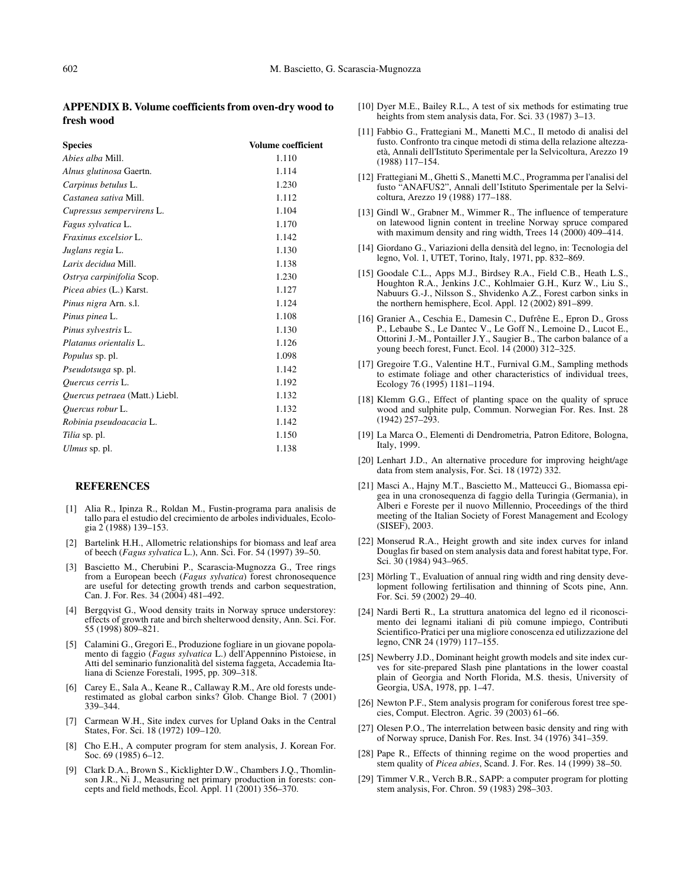## APPENDIX B. Volume coefficients from oven-dry wood to fresh wood

| Species | Volume coefficient |
|---|---|
| *Abies alba* Mill. | 1.110 |
| *Alnus glutinosa* Gaertn. | 1.114 |
| *Carpinus betulus* L. | 1.230 |
| *Castanea sativa* Mill. | 1.112 |
| *Cupressus sempervirens* L. | 1.104 |
| *Fagus sylvatica* L. | 1.170 |
| *Fraxinus excelsior* L. | 1.142 |
| *Juglans regia* L. | 1.130 |
| *Larix decidua* Mill. | 1.138 |
| *Ostrya carpinifolia* Scop. | 1.230 |
| *Picea abies* (L.) Karst. | 1.127 |
| *Pinus nigra* Arn. s.l. | 1.124 |
| *Pinus pinea* L. | 1.108 |
| *Pinus sylvestris* L. | 1.130 |
| *Platanus orientalis* L. | 1.126 |
| *Populus* sp. pl. | 1.098 |
| *Pseudotsuga* sp. pl. | 1.142 |
| *Quercus cerris* L. | 1.192 |
| *Quercus petraea* (Matt.) Liebl. | 1.132 |
| *Quercus robur* L. | 1.132 |
| *Robinia pseudoacacia* L. | 1.142 |
| *Tilia* sp. pl. | 1.150 |
| *Ulmus* sp. pl. | 1.138 |

## REFERENCES

[1] Alia R., Ipinza R., Roldan M., Fustin-programa para analisis de tallo para el estudio del crecimiento de arboles individuales, Ecologia 2 (1988) 139–153.

[2] Bartelink H.H., Allometric relationships for biomass and leaf area of beech (*Fagus sylvatica* L.), Ann. Sci. For. 54 (1997) 39–50.

[3] Bascietto M., Cherubini P., Scarascia-Mugnozza G., Tree rings from a European beech (*Fagus sylvatica*) forest chronosequence are useful for detecting growth trends and carbon sequestration, Can. J. For. Res. 34 (2004) 481–492.

[4] Bergqvist G., Wood density traits in Norway spruce understorey: effects of growth rate and birch shelterwood density, Ann. Sci. For. 55 (1998) 809–821.

[5] Calamini G., Gregori E., Produzione fogliare in un giovane popolamento di faggio (*Fagus sylvatica* L.) dell'Appennino Pistoiese, in Atti del seminario funzionalità del sistema faggeta, Accademia Italiana di Scienze Forestali, 1995, pp. 309–318.

[6] Carey E., Sala A., Keane R., Callaway R.M., Are old forests underestimated as global carbon sinks? Glob. Change Biol. 7 (2001) 339–344.

[7] Carmean W.H., Site index curves for Upland Oaks in the Central States, For. Sci. 18 (1972) 109–120.

[8] Cho E.H., A computer program for stem analysis, J. Korean For. Soc. 69 (1985) 6–12.

[9] Clark D.A., Brown S., Kicklighter D.W., Chambers J.Q., Thomlinson J.R., Ni J., Measuring net primary production in forests: concepts and field methods, Ecol. Appl. 11 (2001) 356–370.

[10] Dyer M.E., Bailey R.L., A test of six methods for estimating true heights from stem analysis data, For. Sci. 33 (1987) 3–13.

[11] Fabbio G., Frattegiani M., Manetti M.C., Il metodo di analisi del fusto. Confronto tra cinque metodi di stima della relazione altezza-età, Annali dell'Istituto Sperimentale per la Selvicoltura, Arezzo 19 (1988) 117–154.

[12] Frattegiani M., Ghetti S., Manetti M.C., Programma per l'analisi del fusto "ANAFUS2", Annali dell'Istituto Sperimentale per la Selvicoltura, Arezzo 19 (1988) 177–188.

[13] Gindl W., Grabner M., Wimmer R., The influence of temperature on latewood lignin content in treeline Norway spruce compared with maximum density and ring width, Trees 14 (2000) 409–414.

[14] Giordano G., Variazioni della densità del legno, in: Tecnologia del legno, Vol. 1, UTET, Torino, Italy, 1971, pp. 832–869.

[15] Goodale C.L., Apps M.J., Birdsey R.A., Field C.B., Heath L.S., Houghton R.A., Jenkins J.C., Kohlmaier G.H., Kurz W., Liu S., Nabuurs G.-J., Nilsson S., Shvidenko A.Z., Forest carbon sinks in the northern hemisphere, Ecol. Appl. 12 (2002) 891–899.

[16] Granier A., Ceschia E., Damesin C., Dufrêne E., Epron D., Gross P., Lebaube S., Le Dantec V., Le Goff N., Lemoine D., Lucot E., Ottorini J.-M., Pontailler J.Y., Saugier B., The carbon balance of a young beech forest, Funct. Ecol. 14 (2000) 312–325.

[17] Gregoire T.G., Valentine H.T., Furnival G.M., Sampling methods to estimate foliage and other characteristics of individual trees, Ecology 76 (1995) 1181–1194.

[18] Klemm G.G., Effect of planting space on the quality of spruce wood and sulphite pulp, Commun. Norwegian For. Res. Inst. 28 (1942) 257–293.

[19] La Marca O., Elementi di Dendrometria, Patron Editore, Bologna, Italy, 1999.

[20] Lenhart J.D., An alternative procedure for improving height/age data from stem analysis, For. Sci. 18 (1972) 332.

[21] Masci A., Hajny M.T., Bascietto M., Matteucci G., Biomassa epigea in una cronosequenza di faggio della Turingia (Germania), in Alberi e Foreste per il nuovo Millennio, Proceedings of the third meeting of the Italian Society of Forest Management and Ecology (SISEF), 2003.

[22] Monserud R.A., Height growth and site index curves for inland Douglas fir based on stem analysis data and forest habitat type, For. Sci. 30 (1984) 943–965.

[23] Mörling T., Evaluation of annual ring width and ring density development following fertilisation and thinning of Scots pine, Ann. For. Sci. 59 (2002) 29–40.

[24] Nardi Berti R., La struttura anatomica del legno ed il riconoscimento dei legnami italiani di più comune impiego, Contributi Scientifico-Pratici per una migliore conoscenza ed utilizzazione del legno, CNR 24 (1979) 117–155.

[25] Newberry J.D., Dominant height growth models and site index curves for site-prepared Slash pine plantations in the lower coastal plain of Georgia and North Florida, M.S. thesis, University of Georgia, USA, 1978, pp. 1–47.

[26] Newton P.F., Stem analysis program for coniferous forest tree species, Comput. Electron. Agric. 39 (2003) 61–66.

[27] Olesen P.O., The interrelation between basic density and ring with of Norway spruce, Danish For. Res. Inst. 34 (1976) 341–359.

[28] Pape R., Effects of thinning regime on the wood properties and stem quality of *Picea abies*, Scand. J. For. Res. 14 (1999) 38–50.

[29] Timmer V.R., Verch B.R., SAPP: a computer program for plotting stem analysis, For. Chron. 59 (1983) 298–303.